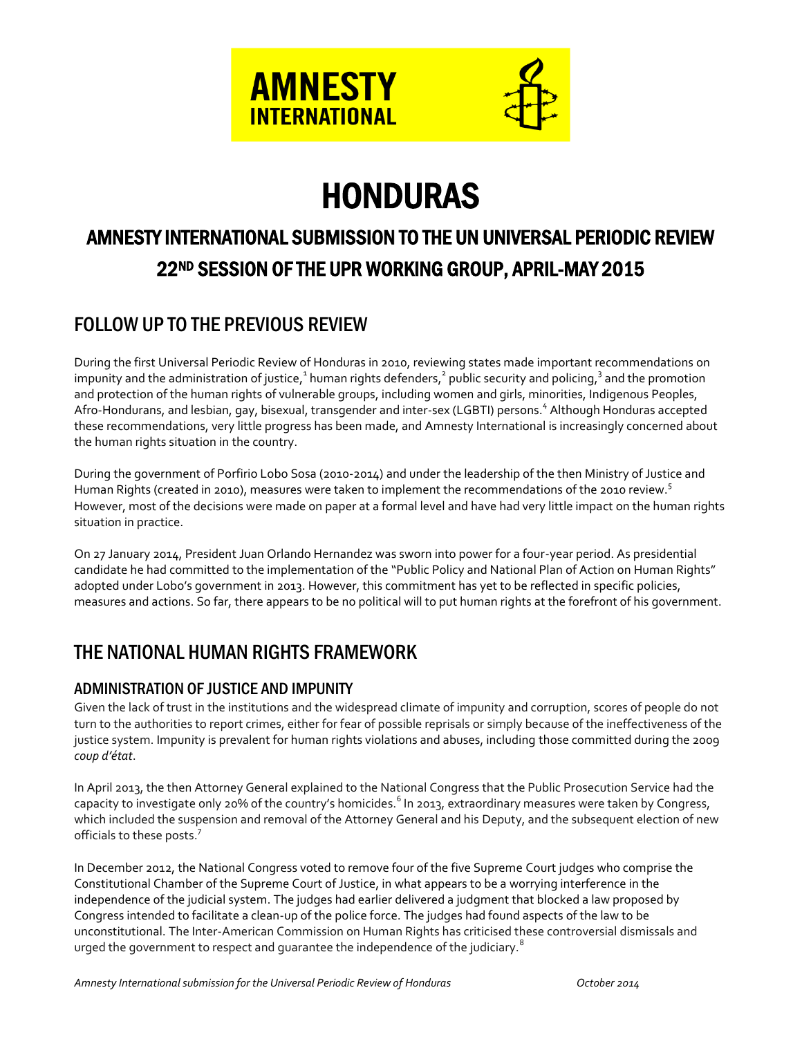AMNESTY INTERNATIONAL

# HONDURAS

## AMNESTY INTERNATIONAL SUBMISSION TO THE UN UNIVERSAL PERIODIC REVIEW
## 22ND SESSION OF THE UPR WORKING GROUP, APRIL-MAY 2015

## FOLLOW UP TO THE PREVIOUS REVIEW

During the first Universal Periodic Review of Honduras in 2010, reviewing states made important recommendations on impunity and the administration of justice,[1] human rights defenders,[2] public security and policing,[3] and the promotion and protection of the human rights of vulnerable groups, including women and girls, minorities, Indigenous Peoples, Afro-Hondurans, and lesbian, gay, bisexual, transgender and inter-sex (LGBTI) persons.[4] Although Honduras accepted these recommendations, very little progress has been made, and Amnesty International is increasingly concerned about the human rights situation in the country.

During the government of Porfirio Lobo Sosa (2010-2014) and under the leadership of the then Ministry of Justice and Human Rights (created in 2010), measures were taken to implement the recommendations of the 2010 review.[5] However, most of the decisions were made on paper at a formal level and have had very little impact on the human rights situation in practice.

On 27 January 2014, President Juan Orlando Hernandez was sworn into power for a four-year period. As presidential candidate he had committed to the implementation of the "Public Policy and National Plan of Action on Human Rights" adopted under Lobo's government in 2013. However, this commitment has yet to be reflected in specific policies, measures and actions. So far, there appears to be no political will to put human rights at the forefront of his government.

## THE NATIONAL HUMAN RIGHTS FRAMEWORK

### ADMINISTRATION OF JUSTICE AND IMPUNITY

Given the lack of trust in the institutions and the widespread climate of impunity and corruption, scores of people do not turn to the authorities to report crimes, either for fear of possible reprisals or simply because of the ineffectiveness of the justice system. Impunity is prevalent for human rights violations and abuses, including those committed during the 2009 *coup d'état*.

In April 2013, the then Attorney General explained to the National Congress that the Public Prosecution Service had the capacity to investigate only 20% of the country's homicides.[6] In 2013, extraordinary measures were taken by Congress, which included the suspension and removal of the Attorney General and his Deputy, and the subsequent election of new officials to these posts.[7]

In December 2012, the National Congress voted to remove four of the five Supreme Court judges who comprise the Constitutional Chamber of the Supreme Court of Justice, in what appears to be a worrying interference in the independence of the judicial system. The judges had earlier delivered a judgment that blocked a law proposed by Congress intended to facilitate a clean-up of the police force. The judges had found aspects of the law to be unconstitutional. The Inter-American Commission on Human Rights has criticised these controversial dismissals and urged the government to respect and guarantee the independence of the judiciary.[8]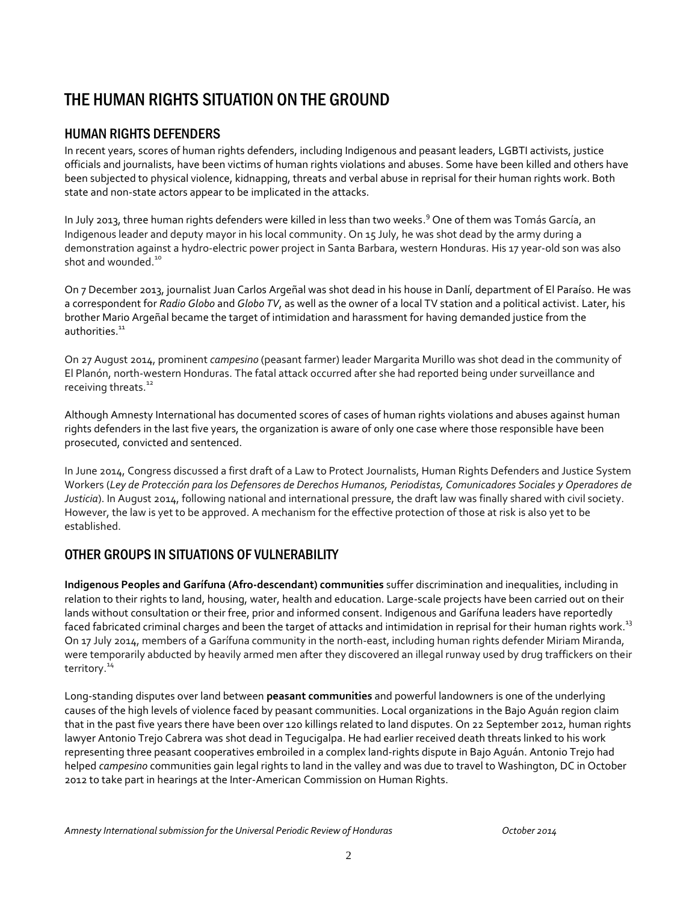# THE HUMAN RIGHTS SITUATION ON THE GROUND

## HUMAN RIGHTS DEFENDERS

In recent years, scores of human rights defenders, including Indigenous and peasant leaders, LGBTI activists, justice officials and journalists, have been victims of human rights violations and abuses. Some have been killed and others have been subjected to physical violence, kidnapping, threats and verbal abuse in reprisal for their human rights work. Both state and non-state actors appear to be implicated in the attacks.

In July 2013, three human rights defenders were killed in less than two weeks.[9] One of them was Tomás García, an Indigenous leader and deputy mayor in his local community. On 15 July, he was shot dead by the army during a demonstration against a hydro-electric power project in Santa Barbara, western Honduras. His 17 year-old son was also shot and wounded.[10]

On 7 December 2013, journalist Juan Carlos Argeñal was shot dead in his house in Danlí, department of El Paraíso. He was a correspondent for *Radio Globo* and *Globo TV*, as well as the owner of a local TV station and a political activist. Later, his brother Mario Argeñal became the target of intimidation and harassment for having demanded justice from the authorities.[11]

On 27 August 2014, prominent *campesino* (peasant farmer) leader Margarita Murillo was shot dead in the community of El Planón, north-western Honduras. The fatal attack occurred after she had reported being under surveillance and receiving threats.[12]

Although Amnesty International has documented scores of cases of human rights violations and abuses against human rights defenders in the last five years, the organization is aware of only one case where those responsible have been prosecuted, convicted and sentenced.

In June 2014, Congress discussed a first draft of a Law to Protect Journalists, Human Rights Defenders and Justice System Workers (*Ley de Protección para los Defensores de Derechos Humanos, Periodistas, Comunicadores Sociales y Operadores de Justicia*). In August 2014, following national and international pressure, the draft law was finally shared with civil society. However, the law is yet to be approved. A mechanism for the effective protection of those at risk is also yet to be established.

## OTHER GROUPS IN SITUATIONS OF VULNERABILITY

**Indigenous Peoples and Garífuna (Afro-descendant) communities** suffer discrimination and inequalities, including in relation to their rights to land, housing, water, health and education. Large-scale projects have been carried out on their lands without consultation or their free, prior and informed consent. Indigenous and Garífuna leaders have reportedly faced fabricated criminal charges and been the target of attacks and intimidation in reprisal for their human rights work.[13] On 17 July 2014, members of a Garífuna community in the north-east, including human rights defender Miriam Miranda, were temporarily abducted by heavily armed men after they discovered an illegal runway used by drug traffickers on their territory.[14]

Long-standing disputes over land between **peasant communities** and powerful landowners is one of the underlying causes of the high levels of violence faced by peasant communities. Local organizations in the Bajo Aguán region claim that in the past five years there have been over 120 killings related to land disputes. On 22 September 2012, human rights lawyer Antonio Trejo Cabrera was shot dead in Tegucigalpa. He had earlier received death threats linked to his work representing three peasant cooperatives embroiled in a complex land-rights dispute in Bajo Aguán. Antonio Trejo had helped *campesino* communities gain legal rights to land in the valley and was due to travel to Washington, DC in October 2012 to take part in hearings at the Inter-American Commission on Human Rights.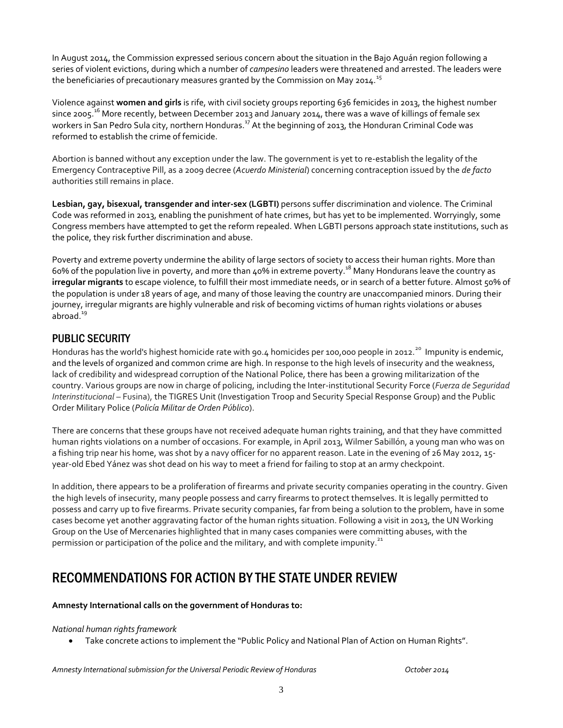In August 2014, the Commission expressed serious concern about the situation in the Bajo Aguán region following a series of violent evictions, during which a number of *campesino* leaders were threatened and arrested. The leaders were the beneficiaries of precautionary measures granted by the Commission on May 2014.[15]

Violence against **women and girls** is rife, with civil society groups reporting 636 femicides in 2013, the highest number since 2005.[16] More recently, between December 2013 and January 2014, there was a wave of killings of female sex workers in San Pedro Sula city, northern Honduras.[17] At the beginning of 2013, the Honduran Criminal Code was reformed to establish the crime of femicide.

Abortion is banned without any exception under the law. The government is yet to re-establish the legality of the Emergency Contraceptive Pill, as a 2009 decree (*Acuerdo Ministerial*) concerning contraception issued by the *de facto* authorities still remains in place.

**Lesbian, gay, bisexual, transgender and inter-sex (LGBTI)** persons suffer discrimination and violence. The Criminal Code was reformed in 2013, enabling the punishment of hate crimes, but has yet to be implemented. Worryingly, some Congress members have attempted to get the reform repealed. When LGBTI persons approach state institutions, such as the police, they risk further discrimination and abuse.

Poverty and extreme poverty undermine the ability of large sectors of society to access their human rights. More than 60% of the population live in poverty, and more than 40% in extreme poverty.[18] Many Hondurans leave the country as **irregular migrants** to escape violence, to fulfill their most immediate needs, or in search of a better future. Almost 50% of the population is under 18 years of age, and many of those leaving the country are unaccompanied minors. During their journey, irregular migrants are highly vulnerable and risk of becoming victims of human rights violations or abuses abroad.[19]

## PUBLIC SECURITY

Honduras has the world's highest homicide rate with 90.4 homicides per 100,000 people in 2012.[20] Impunity is endemic, and the levels of organized and common crime are high. In response to the high levels of insecurity and the weakness, lack of credibility and widespread corruption of the National Police, there has been a growing militarization of the country. Various groups are now in charge of policing, including the Inter-institutional Security Force (*Fuerza de Seguridad Interinstitucional* – Fusina), the TIGRES Unit (Investigation Troop and Security Special Response Group) and the Public Order Military Police (*Policía Militar de Orden Público*).

There are concerns that these groups have not received adequate human rights training, and that they have committed human rights violations on a number of occasions. For example, in April 2013, Wilmer Sabillón, a young man who was on a fishing trip near his home, was shot by a navy officer for no apparent reason. Late in the evening of 26 May 2012, 15-year-old Ebed Yánez was shot dead on his way to meet a friend for failing to stop at an army checkpoint.

In addition, there appears to be a proliferation of firearms and private security companies operating in the country. Given the high levels of insecurity, many people possess and carry firearms to protect themselves. It is legally permitted to possess and carry up to five firearms. Private security companies, far from being a solution to the problem, have in some cases become yet another aggravating factor of the human rights situation. Following a visit in 2013, the UN Working Group on the Use of Mercenaries highlighted that in many cases companies were committing abuses, with the permission or participation of the police and the military, and with complete impunity.[21]

# RECOMMENDATIONS FOR ACTION BY THE STATE UNDER REVIEW

**Amnesty International calls on the government of Honduras to:**

*National human rights framework*

- Take concrete actions to implement the "Public Policy and National Plan of Action on Human Rights".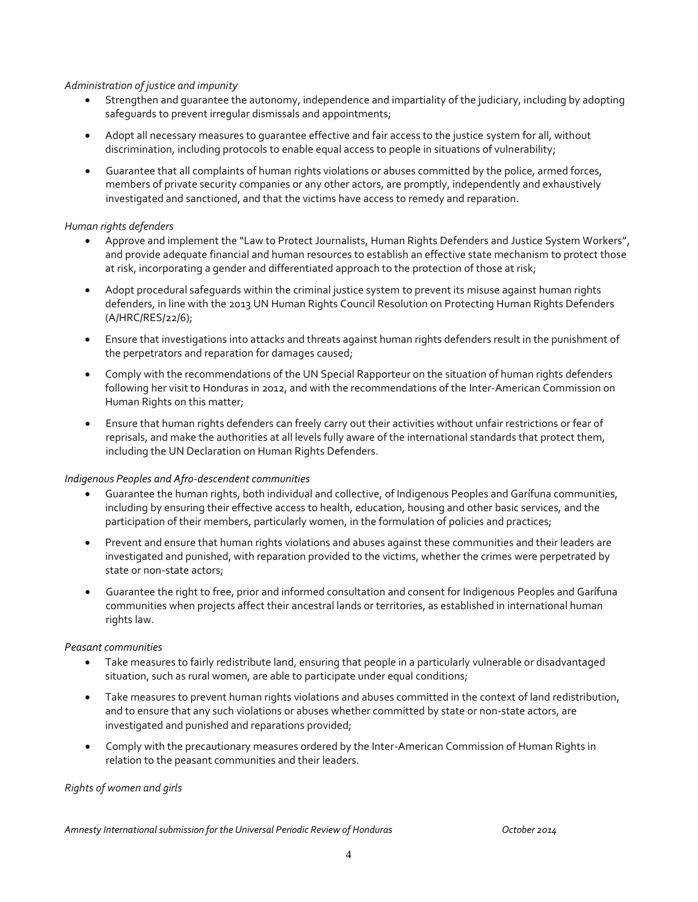*Administration of justice and impunity*

- Strengthen and guarantee the autonomy, independence and impartiality of the judiciary, including by adopting safeguards to prevent irregular dismissals and appointments;
- Adopt all necessary measures to guarantee effective and fair access to the justice system for all, without discrimination, including protocols to enable equal access to people in situations of vulnerability;
- Guarantee that all complaints of human rights violations or abuses committed by the police, armed forces, members of private security companies or any other actors, are promptly, independently and exhaustively investigated and sanctioned, and that the victims have access to remedy and reparation.

*Human rights defenders*

- Approve and implement the "Law to Protect Journalists, Human Rights Defenders and Justice System Workers", and provide adequate financial and human resources to establish an effective state mechanism to protect those at risk, incorporating a gender and differentiated approach to the protection of those at risk;
- Adopt procedural safeguards within the criminal justice system to prevent its misuse against human rights defenders, in line with the 2013 UN Human Rights Council Resolution on Protecting Human Rights Defenders (A/HRC/RES/22/6);
- Ensure that investigations into attacks and threats against human rights defenders result in the punishment of the perpetrators and reparation for damages caused;
- Comply with the recommendations of the UN Special Rapporteur on the situation of human rights defenders following her visit to Honduras in 2012, and with the recommendations of the Inter-American Commission on Human Rights on this matter;
- Ensure that human rights defenders can freely carry out their activities without unfair restrictions or fear of reprisals, and make the authorities at all levels fully aware of the international standards that protect them, including the UN Declaration on Human Rights Defenders.

*Indigenous Peoples and Afro-descendent communities*

- Guarantee the human rights, both individual and collective, of Indigenous Peoples and Garífuna communities, including by ensuring their effective access to health, education, housing and other basic services, and the participation of their members, particularly women, in the formulation of policies and practices;
- Prevent and ensure that human rights violations and abuses against these communities and their leaders are investigated and punished, with reparation provided to the victims, whether the crimes were perpetrated by state or non-state actors;
- Guarantee the right to free, prior and informed consultation and consent for Indigenous Peoples and Garífuna communities when projects affect their ancestral lands or territories, as established in international human rights law.

*Peasant communities*

- Take measures to fairly redistribute land, ensuring that people in a particularly vulnerable or disadvantaged situation, such as rural women, are able to participate under equal conditions;
- Take measures to prevent human rights violations and abuses committed in the context of land redistribution, and to ensure that any such violations or abuses whether committed by state or non-state actors, are investigated and punished and reparations provided;
- Comply with the precautionary measures ordered by the Inter-American Commission of Human Rights in relation to the peasant communities and their leaders.

*Rights of women and girls*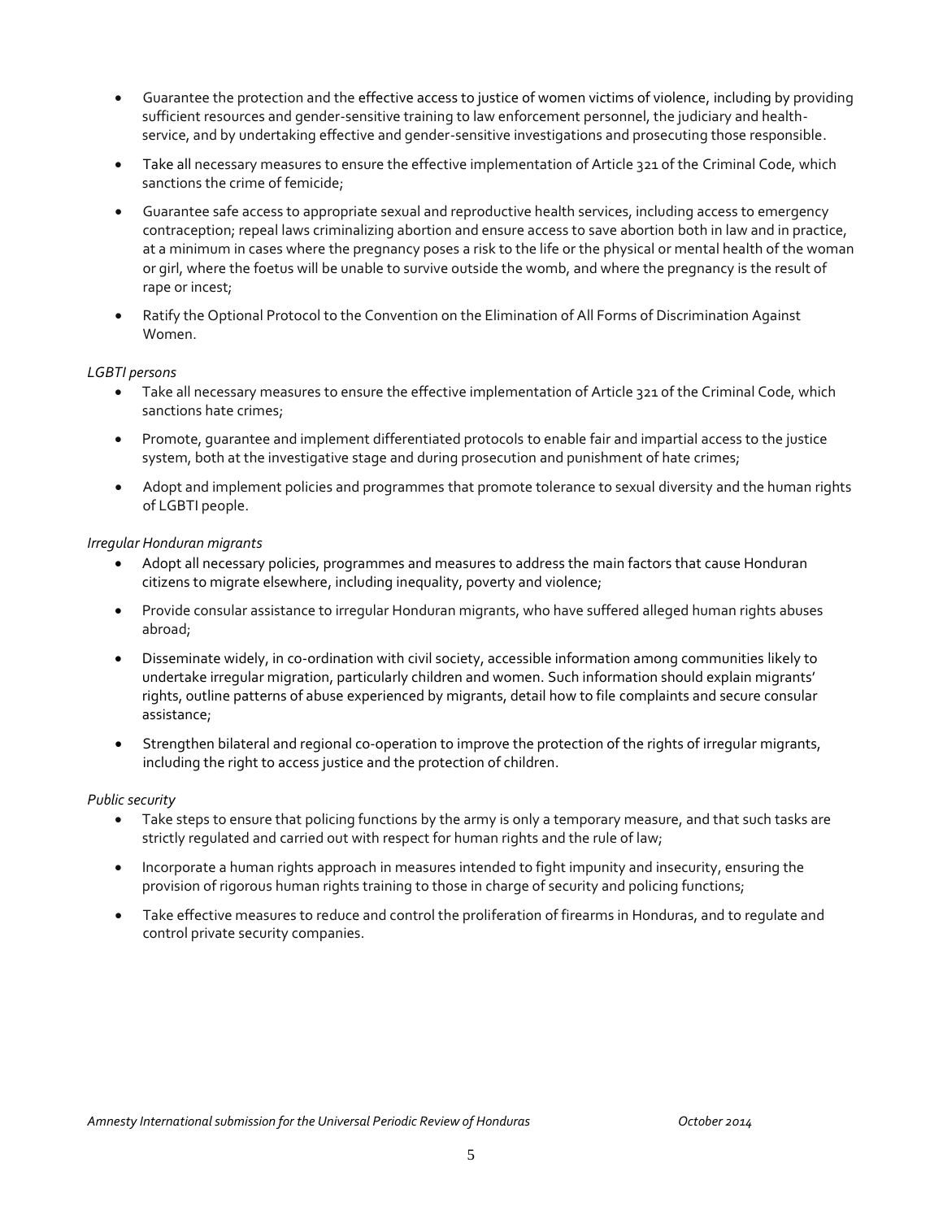- Guarantee the protection and the effective access to justice of women victims of violence, including by providing sufficient resources and gender-sensitive training to law enforcement personnel, the judiciary and health-service, and by undertaking effective and gender-sensitive investigations and prosecuting those responsible.
- Take all necessary measures to ensure the effective implementation of Article 321 of the Criminal Code, which sanctions the crime of femicide;
- Guarantee safe access to appropriate sexual and reproductive health services, including access to emergency contraception; repeal laws criminalizing abortion and ensure access to save abortion both in law and in practice, at a minimum in cases where the pregnancy poses a risk to the life or the physical or mental health of the woman or girl, where the foetus will be unable to survive outside the womb, and where the pregnancy is the result of rape or incest;
- Ratify the Optional Protocol to the Convention on the Elimination of All Forms of Discrimination Against Women.

*LGBTI persons*

- Take all necessary measures to ensure the effective implementation of Article 321 of the Criminal Code, which sanctions hate crimes;
- Promote, guarantee and implement differentiated protocols to enable fair and impartial access to the justice system, both at the investigative stage and during prosecution and punishment of hate crimes;
- Adopt and implement policies and programmes that promote tolerance to sexual diversity and the human rights of LGBTI people.

*Irregular Honduran migrants*

- Adopt all necessary policies, programmes and measures to address the main factors that cause Honduran citizens to migrate elsewhere, including inequality, poverty and violence;
- Provide consular assistance to irregular Honduran migrants, who have suffered alleged human rights abuses abroad;
- Disseminate widely, in co-ordination with civil society, accessible information among communities likely to undertake irregular migration, particularly children and women. Such information should explain migrants' rights, outline patterns of abuse experienced by migrants, detail how to file complaints and secure consular assistance;
- Strengthen bilateral and regional co-operation to improve the protection of the rights of irregular migrants, including the right to access justice and the protection of children.

*Public security*

- Take steps to ensure that policing functions by the army is only a temporary measure, and that such tasks are strictly regulated and carried out with respect for human rights and the rule of law;
- Incorporate a human rights approach in measures intended to fight impunity and insecurity, ensuring the provision of rigorous human rights training to those in charge of security and policing functions;
- Take effective measures to reduce and control the proliferation of firearms in Honduras, and to regulate and control private security companies.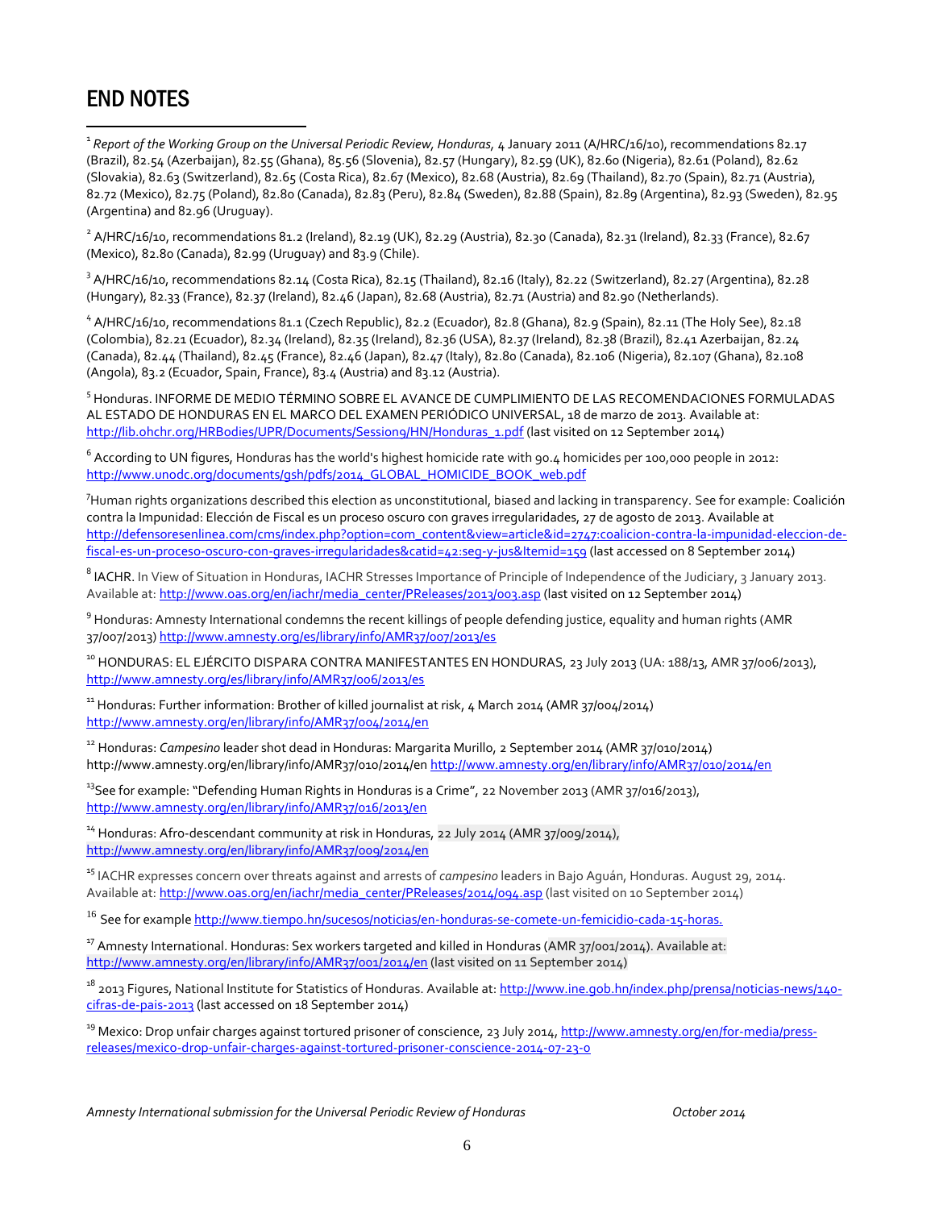# END NOTES

[1] *Report of the Working Group on the Universal Periodic Review, Honduras,* 4 January 2011 (A/HRC/16/10), recommendations 82.17 (Brazil), 82.54 (Azerbaijan), 82.55 (Ghana), 85.56 (Slovenia), 82.57 (Hungary), 82.59 (UK), 82.60 (Nigeria), 82.61 (Poland), 82.62 (Slovakia), 82.63 (Switzerland), 82.65 (Costa Rica), 82.67 (Mexico), 82.68 (Austria), 82.69 (Thailand), 82.70 (Spain), 82.71 (Austria), 82.72 (Mexico), 82.75 (Poland), 82.80 (Canada), 82.83 (Peru), 82.84 (Sweden), 82.88 (Spain), 82.89 (Argentina), 82.93 (Sweden), 82.95 (Argentina) and 82.96 (Uruguay).

[2] A/HRC/16/10, recommendations 81.2 (Ireland), 82.19 (UK), 82.29 (Austria), 82.30 (Canada), 82.31 (Ireland), 82.33 (France), 82.67 (Mexico), 82.80 (Canada), 82.99 (Uruguay) and 83.9 (Chile).

[3] A/HRC/16/10, recommendations 82.14 (Costa Rica), 82.15 (Thailand), 82.16 (Italy), 82.22 (Switzerland), 82.27 (Argentina), 82.28 (Hungary), 82.33 (France), 82.37 (Ireland), 82.46 (Japan), 82.68 (Austria), 82.71 (Austria) and 82.90 (Netherlands).

[4] A/HRC/16/10, recommendations 81.1 (Czech Republic), 82.2 (Ecuador), 82.8 (Ghana), 82.9 (Spain), 82.11 (The Holy See), 82.18 (Colombia), 82.21 (Ecuador), 82.34 (Ireland), 82.35 (Ireland), 82.36 (USA), 82.37 (Ireland), 82.38 (Brazil), 82.41 Azerbaijan, 82.24 (Canada), 82.44 (Thailand), 82.45 (France), 82.46 (Japan), 82.47 (Italy), 82.80 (Canada), 82.106 (Nigeria), 82.107 (Ghana), 82.108 (Angola), 83.2 (Ecuador, Spain, France), 83.4 (Austria) and 83.12 (Austria).

[5] Honduras. INFORME DE MEDIO TÉRMINO SOBRE EL AVANCE DE CUMPLIMIENTO DE LAS RECOMENDACIONES FORMULADAS AL ESTADO DE HONDURAS EN EL MARCO DEL EXAMEN PERIÓDICO UNIVERSAL, 18 de marzo de 2013. Available at: http://lib.ohchr.org/HRBodies/UPR/Documents/Session9/HN/Honduras_1.pdf (last visited on 12 September 2014)

[6] According to UN figures, Honduras has the world's highest homicide rate with 90.4 homicides per 100,000 people in 2012: http://www.unodc.org/documents/gsh/pdfs/2014_GLOBAL_HOMICIDE_BOOK_web.pdf

[7] Human rights organizations described this election as unconstitutional, biased and lacking in transparency. See for example: Coalición contra la Impunidad: Elección de Fiscal es un proceso oscuro con graves irregularidades, 27 de agosto de 2013. Available at http://defensoresenlinea.com/cms/index.php?option=com_content&view=article&id=2747:coalicion-contra-la-impunidad-eleccion-de-fiscal-es-un-proceso-oscuro-con-graves-irregularidades&catid=42:seg-y-jus&Itemid=159 (last accessed on 8 September 2014)

[8] IACHR. In View of Situation in Honduras, IACHR Stresses Importance of Principle of Independence of the Judiciary, 3 January 2013. Available at: http://www.oas.org/en/iachr/media_center/PReleases/2013/003.asp (last visited on 12 September 2014)

[9] Honduras: Amnesty International condemns the recent killings of people defending justice, equality and human rights (AMR 37/007/2013) http://www.amnesty.org/es/library/info/AMR37/007/2013/es

[10] HONDURAS: EL EJÉRCITO DISPARA CONTRA MANIFESTANTES EN HONDURAS, 23 July 2013 (UA: 188/13, AMR 37/006/2013), http://www.amnesty.org/es/library/info/AMR37/006/2013/es

[11] Honduras: Further information: Brother of killed journalist at risk, 4 March 2014 (AMR 37/004/2014) http://www.amnesty.org/en/library/info/AMR37/004/2014/en

[12] Honduras: *Campesino* leader shot dead in Honduras: Margarita Murillo, 2 September 2014 (AMR 37/010/2014) http://www.amnesty.org/en/library/info/AMR37/010/2014/en http://www.amnesty.org/en/library/info/AMR37/010/2014/en

[13] See for example: "Defending Human Rights in Honduras is a Crime", 22 November 2013 (AMR 37/016/2013), http://www.amnesty.org/en/library/info/AMR37/016/2013/en

[14] Honduras: Afro-descendant community at risk in Honduras, 22 July 2014 (AMR 37/009/2014), http://www.amnesty.org/en/library/info/AMR37/009/2014/en

[15] IACHR expresses concern over threats against and arrests of *campesino* leaders in Bajo Aguán, Honduras. August 29, 2014. Available at: http://www.oas.org/en/iachr/media_center/PReleases/2014/094.asp (last visited on 10 September 2014)

[16] See for example http://www.tiempo.hn/sucesos/noticias/en-honduras-se-comete-un-femicidio-cada-15-horas.

[17] Amnesty International. Honduras: Sex workers targeted and killed in Honduras (AMR 37/001/2014). Available at: http://www.amnesty.org/en/library/info/AMR37/001/2014/en (last visited on 11 September 2014)

[18] 2013 Figures, National Institute for Statistics of Honduras. Available at: http://www.ine.gob.hn/index.php/prensa/noticias-news/140-cifras-de-pais-2013 (last accessed on 18 September 2014)

[19] Mexico: Drop unfair charges against tortured prisoner of conscience, 23 July 2014, http://www.amnesty.org/en/for-media/press-releases/mexico-drop-unfair-charges-against-tortured-prisoner-conscience-2014-07-23-0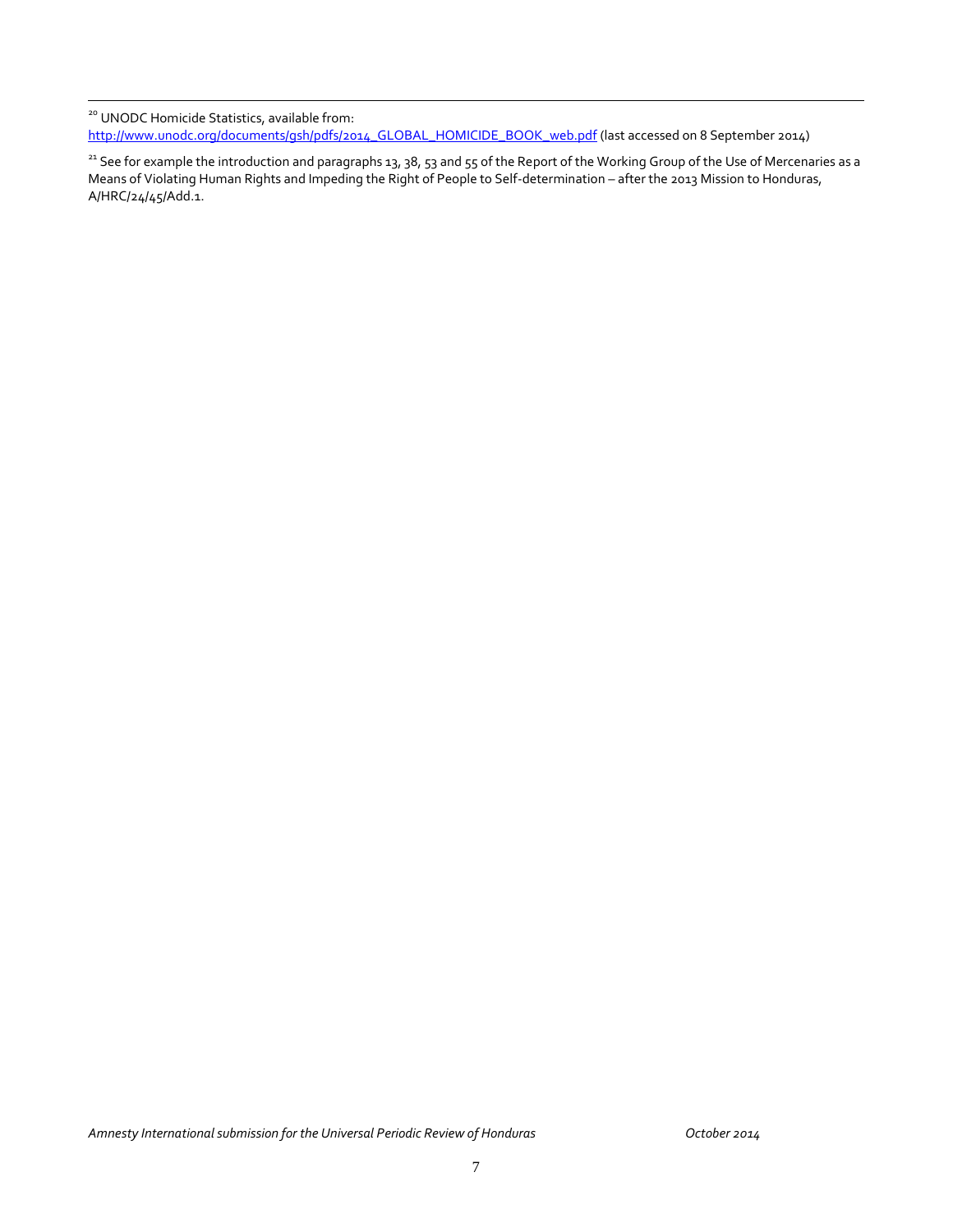[20] UNODC Homicide Statistics, available from: http://www.unodc.org/documents/gsh/pdfs/2014_GLOBAL_HOMICIDE_BOOK_web.pdf (last accessed on 8 September 2014)

[21] See for example the introduction and paragraphs 13, 38, 53 and 55 of the Report of the Working Group of the Use of Mercenaries as a Means of Violating Human Rights and Impeding the Right of People to Self-determination – after the 2013 Mission to Honduras, A/HRC/24/45/Add.1.